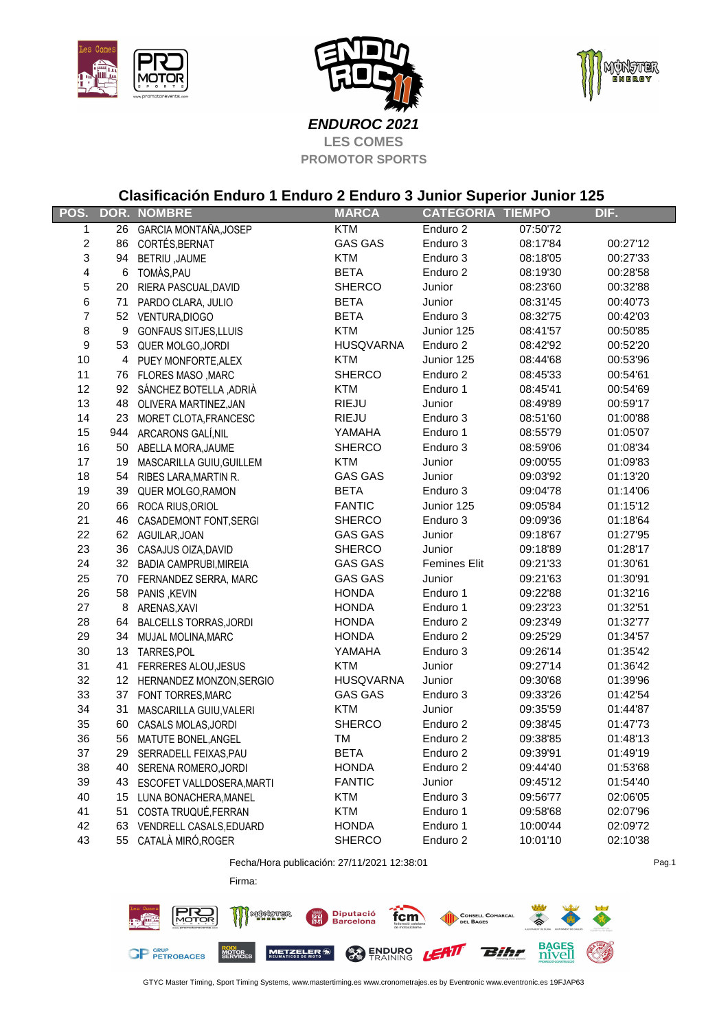***ENDUROC 2021***

**LES COMES**

**PROMOTOR SPORTS**

## Clasificación Enduro 1 Enduro 2 Enduro 3 Junior Superior Junior 125

| POS. | DOR. | NOMBRE | MARCA | CATEGORIA | TIEMPO | DIF. |
|---|---|---|---|---|---|---|
| 1 | 26 | GARCIA MONTAÑA,JOSEP | KTM | Enduro 2 | 07:50'72 | |
| 2 | 86 | CORTÉS,BERNAT | GAS GAS | Enduro 3 | 08:17'84 | 00:27'12 |
| 3 | 94 | BETRIU ,JAUME | KTM | Enduro 3 | 08:18'05 | 00:27'33 |
| 4 | 6 | TOMÀS,PAU | BETA | Enduro 2 | 08:19'30 | 00:28'58 |
| 5 | 20 | RIERA PASCUAL,DAVID | SHERCO | Junior | 08:23'60 | 00:32'88 |
| 6 | 71 | PARDO CLARA, JULIO | BETA | Junior | 08:31'45 | 00:40'73 |
| 7 | 52 | VENTURA,DIOGO | BETA | Enduro 3 | 08:32'75 | 00:42'03 |
| 8 | 9 | GONFAUS SITJES,LLUIS | KTM | Junior 125 | 08:41'57 | 00:50'85 |
| 9 | 53 | QUER MOLGO,JORDI | HUSQVARNA | Enduro 2 | 08:42'92 | 00:52'20 |
| 10 | 4 | PUEY MONFORTE,ALEX | KTM | Junior 125 | 08:44'68 | 00:53'96 |
| 11 | 76 | FLORES MASO ,MARC | SHERCO | Enduro 2 | 08:45'33 | 00:54'61 |
| 12 | 92 | SÁNCHEZ BOTELLA ,ADRIÀ | KTM | Enduro 1 | 08:45'41 | 00:54'69 |
| 13 | 48 | OLIVERA MARTINEZ,JAN | RIEJU | Junior | 08:49'89 | 00:59'17 |
| 14 | 23 | MORET CLOTA,FRANCESC | RIEJU | Enduro 3 | 08:51'60 | 01:00'88 |
| 15 | 944 | ARCARONS GALÍ,NIL | YAMAHA | Enduro 1 | 08:55'79 | 01:05'07 |
| 16 | 50 | ABELLA MORA,JAUME | SHERCO | Enduro 3 | 08:59'06 | 01:08'34 |
| 17 | 19 | MASCARILLA GUIU,GUILLEM | KTM | Junior | 09:00'55 | 01:09'83 |
| 18 | 54 | RIBES LARA,MARTIN R. | GAS GAS | Junior | 09:03'92 | 01:13'20 |
| 19 | 39 | QUER MOLGO,RAMON | BETA | Enduro 3 | 09:04'78 | 01:14'06 |
| 20 | 66 | ROCA RIUS,ORIOL | FANTIC | Junior 125 | 09:05'84 | 01:15'12 |
| 21 | 46 | CASADEMONT FONT,SERGI | SHERCO | Enduro 3 | 09:09'36 | 01:18'64 |
| 22 | 62 | AGUILAR,JOAN | GAS GAS | Junior | 09:18'67 | 01:27'95 |
| 23 | 36 | CASAJUS OIZA,DAVID | SHERCO | Junior | 09:18'89 | 01:28'17 |
| 24 | 32 | BADIA CAMPRUBI,MIREIA | GAS GAS | Femines Elit | 09:21'33 | 01:30'61 |
| 25 | 70 | FERNANDEZ SERRA, MARC | GAS GAS | Junior | 09:21'63 | 01:30'91 |
| 26 | 58 | PANIS ,KEVIN | HONDA | Enduro 1 | 09:22'88 | 01:32'16 |
| 27 | 8 | ARENAS,XAVI | HONDA | Enduro 1 | 09:23'23 | 01:32'51 |
| 28 | 64 | BALCELLS TORRAS,JORDI | HONDA | Enduro 2 | 09:23'49 | 01:32'77 |
| 29 | 34 | MUJAL MOLINA,MARC | HONDA | Enduro 2 | 09:25'29 | 01:34'57 |
| 30 | 13 | TARRES,POL | YAMAHA | Enduro 3 | 09:26'14 | 01:35'42 |
| 31 | 41 | FERRERES ALOU,JESUS | KTM | Junior | 09:27'14 | 01:36'42 |
| 32 | 12 | HERNANDEZ MONZON,SERGIO | HUSQVARNA | Junior | 09:30'68 | 01:39'96 |
| 33 | 37 | FONT TORRES,MARC | GAS GAS | Enduro 3 | 09:33'26 | 01:42'54 |
| 34 | 31 | MASCARILLA GUIU,VALERI | KTM | Junior | 09:35'59 | 01:44'87 |
| 35 | 60 | CASALS MOLAS,JORDI | SHERCO | Enduro 2 | 09:38'45 | 01:47'73 |
| 36 | 56 | MATUTE BONEL,ANGEL | TM | Enduro 2 | 09:38'85 | 01:48'13 |
| 37 | 29 | SERRADELL FEIXAS,PAU | BETA | Enduro 2 | 09:39'91 | 01:49'19 |
| 38 | 40 | SERENA ROMERO,JORDI | HONDA | Enduro 2 | 09:44'40 | 01:53'68 |
| 39 | 43 | ESCOFET VALLDOSERA,MARTI | FANTIC | Junior | 09:45'12 | 01:54'40 |
| 40 | 15 | LUNA BONACHERA,MANEL | KTM | Enduro 3 | 09:56'77 | 02:06'05 |
| 41 | 51 | COSTA TRUQUÉ,FERRAN | KTM | Enduro 1 | 09:58'68 | 02:07'96 |
| 42 | 63 | VENDRELL CASALS,EDUARD | HONDA | Enduro 1 | 10:00'44 | 02:09'72 |
| 43 | 55 | CATALÀ MIRÓ,ROGER | SHERCO | Enduro 2 | 10:01'10 | 02:10'38 |

Fecha/Hora publicación: 27/11/2021 12:38:01

Firma:

GTYC Master Timing, Sport Timing Systems, www.mastertiming.es www.cronometrajes.es by Eventronic www.eventronic.es 19FJAP63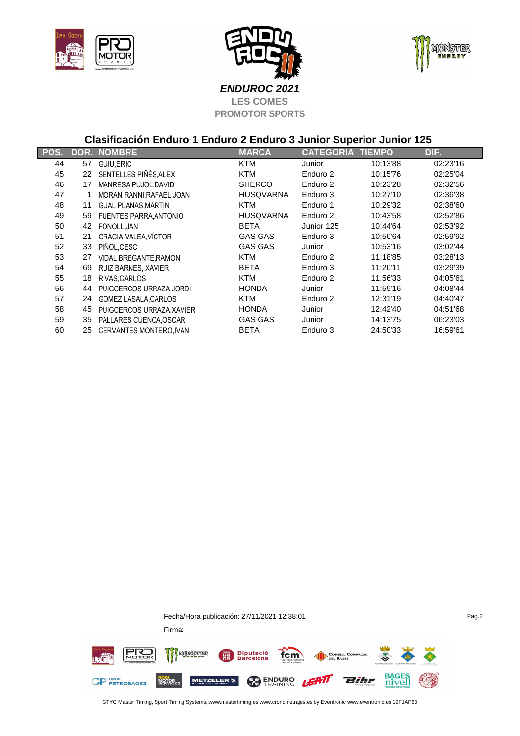***ENDUROC 2021***

**LES COMES**

**PROMOTOR SPORTS**

## Clasificación Enduro 1 Enduro 2 Enduro 3 Junior Superior Junior 125

| POS. | DOR. | NOMBRE | MARCA | CATEGORIA | TIEMPO | DIF. |
|---|---|---|---|---|---|---|
| 44 | 57 | GUIU,ERIC | KTM | Junior | 10:13'88 | 02:23'16 |
| 45 | 22 | SENTELLES PIÑÉS,ALEX | KTM | Enduro 2 | 10:15'76 | 02:25'04 |
| 46 | 17 | MANRESA PUJOL,DAVID | SHERCO | Enduro 2 | 10:23'28 | 02:32'56 |
| 47 | 1 | MORAN RANNI,RAFAEL JOAN | HUSQVARNA | Enduro 3 | 10:27'10 | 02:36'38 |
| 48 | 11 | GUAL PLANAS,MARTIN | KTM | Enduro 1 | 10:29'32 | 02:38'60 |
| 49 | 59 | FUENTES PARRA,ANTONIO | HUSQVARNA | Enduro 2 | 10:43'58 | 02:52'86 |
| 50 | 42 | FONOLL,JAN | BETA | Junior 125 | 10:44'64 | 02:53'92 |
| 51 | 21 | GRACIA VALEA,VÍCTOR | GAS GAS | Enduro 3 | 10:50'64 | 02:59'92 |
| 52 | 33 | PIÑOL,CESC | GAS GAS | Junior | 10:53'16 | 03:02'44 |
| 53 | 27 | VIDAL BREGANTE,RAMON | KTM | Enduro 2 | 11:18'85 | 03:28'13 |
| 54 | 69 | RUIZ BARNES, XAVIER | BETA | Enduro 3 | 11:20'11 | 03:29'39 |
| 55 | 18 | RIVAS,CARLOS | KTM | Enduro 2 | 11:56'33 | 04:05'61 |
| 56 | 44 | PUIGCERCOS URRAZA,JORDI | HONDA | Junior | 11:59'16 | 04:08'44 |
| 57 | 24 | GOMEZ LASALA,CARLOS | KTM | Enduro 2 | 12:31'19 | 04:40'47 |
| 58 | 45 | PUIGCERCOS URRAZA,XAVIER | HONDA | Junior | 12:42'40 | 04:51'68 |
| 59 | 35 | PALLARES CUENCA,OSCAR | GAS GAS | Junior | 14:13'75 | 06:23'03 |
| 60 | 25 | CERVANTES MONTERO,IVAN | BETA | Enduro 3 | 24:50'33 | 16:59'61 |

Fecha/Hora publicación: 27/11/2021 12:38:01

Firma:

GTYC Master Timing, Sport Timing Systems, www.mastertiming.es www.cronometrajes.es by Eventronic www.eventronic.es 19FJAP63